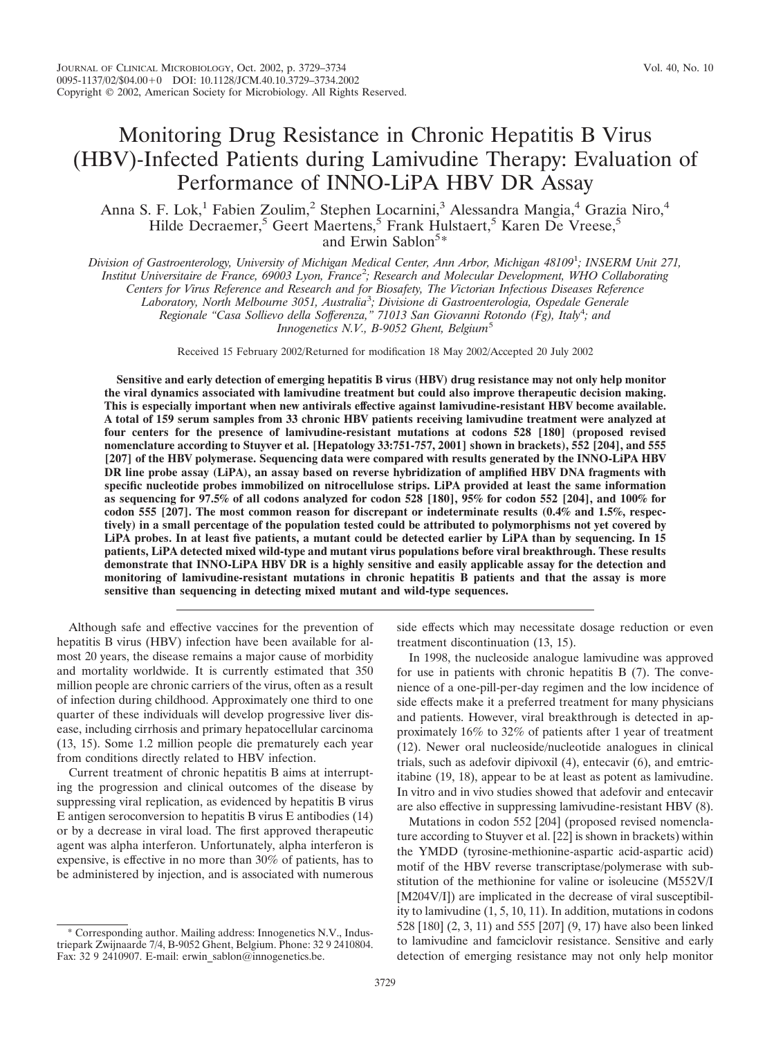# Monitoring Drug Resistance in Chronic Hepatitis B Virus (HBV)-Infected Patients during Lamivudine Therapy: Evaluation of Performance of INNO-LiPA HBV DR Assay

Anna S. F. Lok,[1] Fabien Zoulim,[2] Stephen Locarnini,[3] Alessandra Mangia,[4] Grazia Niro,[4] Hilde Decraemer,[5] Geert Maertens,[5] Frank Hulstaert,[5] Karen De Vreese,[5] and Erwin Sablon[5]*

*Division of Gastroenterology, University of Michigan Medical Center, Ann Arbor, Michigan 48109[1]; INSERM Unit 271, Institut Universitaire de France, 69003 Lyon, France[2]; Research and Molecular Development, WHO Collaborating Centers for Virus Reference and Research and for Biosafety, The Victorian Infectious Diseases Reference Laboratory, North Melbourne 3051, Australia[3]; Divisione di Gastroenterologia, Ospedale Generale Regionale "Casa Sollievo della Sofferenza," 71013 San Giovanni Rotondo (Fg), Italy[4]; and Innogenetics N.V., B-9052 Ghent, Belgium[5]*

Received 15 February 2002/Returned for modification 18 May 2002/Accepted 20 July 2002

**Sensitive and early detection of emerging hepatitis B virus (HBV) drug resistance may not only help monitor the viral dynamics associated with lamivudine treatment but could also improve therapeutic decision making. This is especially important when new antivirals effective against lamivudine-resistant HBV become available. A total of 159 serum samples from 33 chronic HBV patients receiving lamivudine treatment were analyzed at four centers for the presence of lamivudine-resistant mutations at codons 528 [180] (proposed revised nomenclature according to Stuyver et al. [Hepatology 33:751-757, 2001] shown in brackets), 552 [204], and 555 [207] of the HBV polymerase. Sequencing data were compared with results generated by the INNO-LiPA HBV DR line probe assay (LiPA), an assay based on reverse hybridization of amplified HBV DNA fragments with specific nucleotide probes immobilized on nitrocellulose strips. LiPA provided at least the same information as sequencing for 97.5% of all codons analyzed for codon 528 [180], 95% for codon 552 [204], and 100% for codon 555 [207]. The most common reason for discrepant or indeterminate results (0.4% and 1.5%, respectively) in a small percentage of the population tested could be attributed to polymorphisms not yet covered by LiPA probes. In at least five patients, a mutant could be detected earlier by LiPA than by sequencing. In 15 patients, LiPA detected mixed wild-type and mutant virus populations before viral breakthrough. These results demonstrate that INNO-LiPA HBV DR is a highly sensitive and easily applicable assay for the detection and monitoring of lamivudine-resistant mutations in chronic hepatitis B patients and that the assay is more sensitive than sequencing in detecting mixed mutant and wild-type sequences.**

Although safe and effective vaccines for the prevention of hepatitis B virus (HBV) infection have been available for almost 20 years, the disease remains a major cause of morbidity and mortality worldwide. It is currently estimated that 350 million people are chronic carriers of the virus, often as a result of infection during childhood. Approximately one third to one quarter of these individuals will develop progressive liver disease, including cirrhosis and primary hepatocellular carcinoma (13, 15). Some 1.2 million people die prematurely each year from conditions directly related to HBV infection.

Current treatment of chronic hepatitis B aims at interrupting the progression and clinical outcomes of the disease by suppressing viral replication, as evidenced by hepatitis B virus E antigen seroconversion to hepatitis B virus E antibodies (14) or by a decrease in viral load. The first approved therapeutic agent was alpha interferon. Unfortunately, alpha interferon is expensive, is effective in no more than 30% of patients, has to be administered by injection, and is associated with numerous side effects which may necessitate dosage reduction or even treatment discontinuation (13, 15).

In 1998, the nucleoside analogue lamivudine was approved for use in patients with chronic hepatitis B (7). The convenience of a one-pill-per-day regimen and the low incidence of side effects make it a preferred treatment for many physicians and patients. However, viral breakthrough is detected in approximately 16% to 32% of patients after 1 year of treatment (12). Newer oral nucleoside/nucleotide analogues in clinical trials, such as adefovir dipivoxil (4), entecavir (6), and emtricitabine (19, 18), appear to be at least as potent as lamivudine. In vitro and in vivo studies showed that adefovir and entecavir are also effective in suppressing lamivudine-resistant HBV (8).

Mutations in codon 552 [204] (proposed revised nomenclature according to Stuyver et al. [22] is shown in brackets) within the YMDD (tyrosine-methionine-aspartic acid-aspartic acid) motif of the HBV reverse transcriptase/polymerase with substitution of the methionine for valine or isoleucine (M552V/I [M204V/I]) are implicated in the decrease of viral susceptibility to lamivudine (1, 5, 10, 11). In addition, mutations in codons 528 [180] (2, 3, 11) and 555 [207] (9, 17) have also been linked to lamivudine and famciclovir resistance. Sensitive and early detection of emerging resistance may not only help monitor

\* Corresponding author. Mailing address: Innogenetics N.V., Industriepark Zwijnaarde 7/4, B-9052 Ghent, Belgium. Phone: 32 9 2410804. Fax: 32 9 2410907. E-mail: erwin_sablon@innogenetics.be.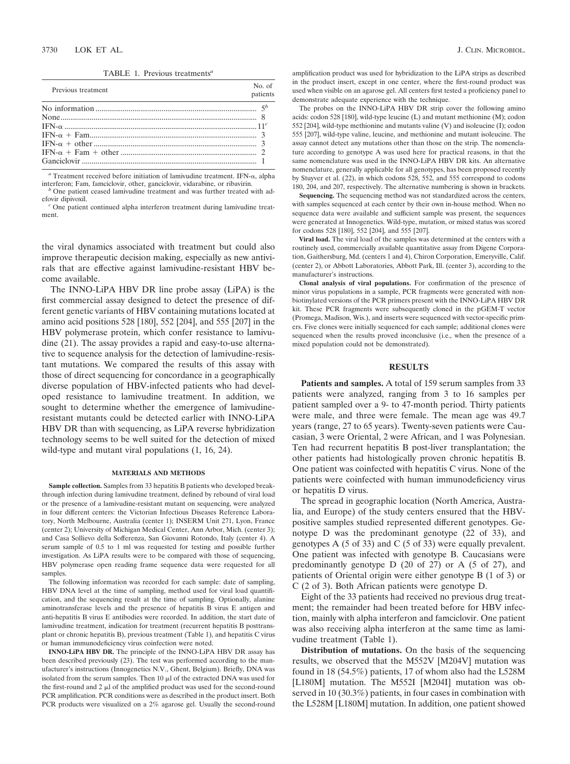TABLE 1. Previous treatments[a]

| Previous treatment | No. of patients |
|---|---|
| No information | 5[b] |
| None | 8 |
| IFN-α | 11[c] |
| IFN-α + Fam | 3 |
| IFN-α + other | 3 |
| IFN-α + Fam + other | 2 |
| Ganciclovir | 1 |

[a] Treatment received before initiation of lamivudine treatment. IFN-α, alpha interferon; Fam, famciclovir, other, ganciclovir, vidarabine, or ribavirin.

[b] One patient ceased lamivudine treatment and was further treated with adefovir dipivoxil.

[c] One patient continued alpha interferon treatment during lamivudine treatment.

the viral dynamics associated with treatment but could also improve therapeutic decision making, especially as new antivirals that are effective against lamivudine-resistant HBV become available.

The INNO-LiPA HBV DR line probe assay (LiPA) is the first commercial assay designed to detect the presence of different genetic variants of HBV containing mutations located at amino acid positions 528 [180], 552 [204], and 555 [207] in the HBV polymerase protein, which confer resistance to lamivudine (21). The assay provides a rapid and easy-to-use alternative to sequence analysis for the detection of lamivudine-resistant mutations. We compared the results of this assay with those of direct sequencing for concordance in a geographically diverse population of HBV-infected patients who had developed resistance to lamivudine treatment. In addition, we sought to determine whether the emergence of lamivudine-resistant mutants could be detected earlier with INNO-LiPA HBV DR than with sequencing, as LiPA reverse hybridization technology seems to be well suited for the detection of mixed wild-type and mutant viral populations (1, 16, 24).

## MATERIALS AND METHODS

**Sample collection.** Samples from 33 hepatitis B patients who developed breakthrough infection during lamivudine treatment, defined by rebound of viral load or the presence of a lamivudine-resistant mutant on sequencing, were analyzed in four different centers: the Victorian Infectious Diseases Reference Laboratory, North Melbourne, Australia (center 1); INSERM Unit 271, Lyon, France (center 2); University of Michigan Medical Center, Ann Arbor, Mich. (center 3); and Casa Sollievo della Sofferenza, San Giovanni Rotondo, Italy (center 4). A serum sample of 0.5 to 1 ml was requested for testing and possible further investigation. As LiPA results were to be compared with those of sequencing, HBV polymerase open reading frame sequence data were requested for all samples.

The following information was recorded for each sample: date of sampling, HBV DNA level at the time of sampling, method used for viral load quantification, and the sequencing result at the time of sampling. Optionally, alanine aminotransferase levels and the presence of hepatitis B virus E antigen and anti-hepatitis B virus E antibodies were recorded. In addition, the start date of lamivudine treatment, indication for treatment (recurrent hepatitis B posttransplant or chronic hepatitis B), previous treatment (Table 1), and hepatitis C virus or human immunodeficiency virus coinfection were noted.

**INNO-LiPA HBV DR.** The principle of the INNO-LiPA HBV DR assay has been described previously (23). The test was performed according to the manufacturer's instructions (Innogenetics N.V., Ghent, Belgium). Briefly, DNA was isolated from the serum samples. Then 10 μl of the extracted DNA was used for the first-round and 2 μl of the amplified product was used for the second-round PCR amplification. PCR conditions were as described in the product insert. Both PCR products were visualized on a 2% agarose gel. Usually the second-round amplification product was used for hybridization to the LiPA strips as described in the product insert, except in one center, where the first-round product was used when visible on an agarose gel. All centers first tested a proficiency panel to demonstrate adequate experience with the technique.

The probes on the INNO-LiPA HBV DR strip cover the following amino acids: codon 528 [180], wild-type leucine (L) and mutant methionine (M); codon 552 [204], wild-type methionine and mutants valine (V) and isoleucine (I); codon 555 [207], wild-type valine, leucine, and methionine and mutant isoleucine. The assay cannot detect any mutations other than those on the strip. The nomenclature according to genotype A was used here for practical reasons, in that the same nomenclature was used in the INNO-LiPA HBV DR kits. An alternative nomenclature, generally applicable for all genotypes, has been proposed recently by Stuyver et al. (22), in which codons 528, 552, and 555 correspond to codons 180, 204, and 207, respectively. The alternative numbering is shown in brackets.

**Sequencing.** The sequencing method was not standardized across the centers, with samples sequenced at each center by their own in-house method. When no sequence data were available and sufficient sample was present, the sequences were generated at Innogenetics. Wild-type, mutation, or mixed status was scored for codons 528 [180], 552 [204], and 555 [207].

**Viral load.** The viral load of the samples was determined at the centers with a routinely used, commercially available quantitative assay from Digene Corporation, Gaithersburg, Md. (centers 1 and 4), Chiron Corporation, Emeryville, Calif. (center 2), or Abbott Laboratories, Abbott Park, Ill. (center 3), according to the manufacturer's instructions.

**Clonal analysis of viral populations.** For confirmation of the presence of minor virus populations in a sample, PCR fragments were generated with non-biotinylated versions of the PCR primers present with the INNO-LiPA HBV DR kit. These PCR fragments were subsequently cloned in the pGEM-T vector (Promega, Madison, Wis.), and inserts were sequenced with vector-specific primers. Five clones were initially sequenced for each sample; additional clones were sequenced when the results proved inconclusive (i.e., when the presence of a mixed population could not be demonstrated).

## RESULTS

**Patients and samples.** A total of 159 serum samples from 33 patients were analyzed, ranging from 3 to 16 samples per patient sampled over a 9- to 47-month period. Thirty patients were male, and three were female. The mean age was 49.7 years (range, 27 to 65 years). Twenty-seven patients were Caucasian, 3 were Oriental, 2 were African, and 1 was Polynesian. Ten had recurrent hepatitis B post-liver transplantation; the other patients had histologically proven chronic hepatitis B. One patient was coinfected with hepatitis C virus. None of the patients were coinfected with human immunodeficiency virus or hepatitis D virus.

The spread in geographic location (North America, Australia, and Europe) of the study centers ensured that the HBV-positive samples studied represented different genotypes. Genotype D was the predominant genotype (22 of 33), and genotypes A (5 of 33) and C (5 of 33) were equally prevalent. One patient was infected with genotype B. Caucasians were predominantly genotype D (20 of 27) or A (5 of 27), and patients of Oriental origin were either genotype B (1 of 3) or C (2 of 3). Both African patients were genotype D.

Eight of the 33 patients had received no previous drug treatment; the remainder had been treated before for HBV infection, mainly with alpha interferon and famciclovir. One patient was also receiving alpha interferon at the same time as lamivudine treatment (Table 1).

**Distribution of mutations.** On the basis of the sequencing results, we observed that the M552V [M204V] mutation was found in 18 (54.5%) patients, 17 of whom also had the L528M [L180M] mutation. The M552I [M204I] mutation was observed in 10 (30.3%) patients, in four cases in combination with the L528M [L180M] mutation. In addition, one patient showed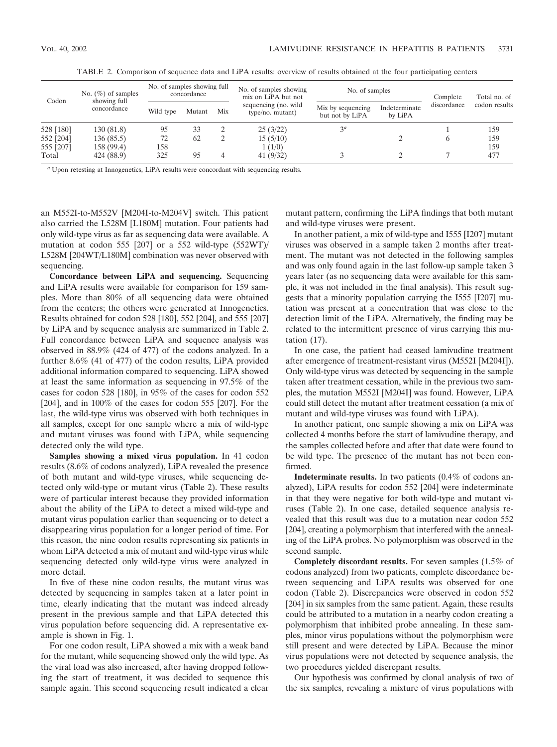TABLE 2. Comparison of sequence data and LiPA results: overview of results obtained at the four participating centers

| Codon | No. (%) of samples showing full concordance | No. of samples showing full concordance | | | No. of samples showing mix on LiPA but not sequencing (no. wild type/no. mutant) | No. of samples | | Complete discordance | Total no. of codon results |
|---|---|---|---|---|---|---|---|---|---|
| | | Wild type | Mutant | Mix | | Mix by sequencing but not by LiPA | Indeterminate by LiPA | | |
| 528 [180] | 130 (81.8) | 95 | 33 | 2 | 25 (3/22) | 3[a] | | 1 | 159 |
| 552 [204] | 136 (85.5) | 72 | 62 | 2 | 15 (5/10) | | 2 | 6 | 159 |
| 555 [207] | 158 (99.4) | 158 | | | 1 (1/0) | | | | 159 |
| Total | 424 (88.9) | 325 | 95 | 4 | 41 (9/32) | 3 | 2 | 7 | 477 |

[a] Upon retesting at Innogenetics, LiPA results were concordant with sequencing results.

an M552I-to-M552V [M204I-to-M204V] switch. This patient also carried the L528M [L180M] mutation. Four patients had only wild-type virus as far as sequencing data were available. A mutation at codon 555 [207] or a 552 wild-type (552WT)/L528M [204WT/L180M] combination was never observed with sequencing.

**Concordance between LiPA and sequencing.** Sequencing and LiPA results were available for comparison for 159 samples. More than 80% of all sequencing data were obtained from the centers; the others were generated at Innogenetics. Results obtained for codon 528 [180], 552 [204], and 555 [207] by LiPA and by sequence analysis are summarized in Table 2. Full concordance between LiPA and sequence analysis was observed in 88.9% (424 of 477) of the codons analyzed. In a further 8.6% (41 of 477) of the codon results, LiPA provided additional information compared to sequencing. LiPA showed at least the same information as sequencing in 97.5% of the cases for codon 528 [180], in 95% of the cases for codon 552 [204], and in 100% of the cases for codon 555 [207]. For the last, the wild-type virus was observed with both techniques in all samples, except for one sample where a mix of wild-type and mutant viruses was found with LiPA, while sequencing detected only the wild type.

**Samples showing a mixed virus population.** In 41 codon results (8.6% of codons analyzed), LiPA revealed the presence of both mutant and wild-type viruses, while sequencing detected only wild-type or mutant virus (Table 2). These results were of particular interest because they provided information about the ability of the LiPA to detect a mixed wild-type and mutant virus population earlier than sequencing or to detect a disappearing virus population for a longer period of time. For this reason, the nine codon results representing six patients in whom LiPA detected a mix of mutant and wild-type virus while sequencing detected only wild-type virus were analyzed in more detail.

In five of these nine codon results, the mutant virus was detected by sequencing in samples taken at a later point in time, clearly indicating that the mutant was indeed already present in the previous sample and that LiPA detected this virus population before sequencing did. A representative example is shown in Fig. 1.

For one codon result, LiPA showed a mix with a weak band for the mutant, while sequencing showed only the wild type. As the viral load was also increased, after having dropped following the start of treatment, it was decided to sequence this sample again. This second sequencing result indicated a clear mutant pattern, confirming the LiPA findings that both mutant and wild-type viruses were present.

In another patient, a mix of wild-type and I555 [I207] mutant viruses was observed in a sample taken 2 months after treatment. The mutant was not detected in the following samples and was only found again in the last follow-up sample taken 3 years later (as no sequencing data were available for this sample, it was not included in the final analysis). This result suggests that a minority population carrying the I555 [I207] mutation was present at a concentration that was close to the detection limit of the LiPA. Alternatively, the finding may be related to the intermittent presence of virus carrying this mutation (17).

In one case, the patient had ceased lamivudine treatment after emergence of treatment-resistant virus (M552I [M204I]). Only wild-type virus was detected by sequencing in the sample taken after treatment cessation, while in the previous two samples, the mutation M552I [M204I] was found. However, LiPA could still detect the mutant after treatment cessation (a mix of mutant and wild-type viruses was found with LiPA).

In another patient, one sample showing a mix on LiPA was collected 4 months before the start of lamivudine therapy, and the samples collected before and after that date were found to be wild type. The presence of the mutant has not been confirmed.

**Indeterminate results.** In two patients (0.4% of codons analyzed), LiPA results for codon 552 [204] were indeterminate in that they were negative for both wild-type and mutant viruses (Table 2). In one case, detailed sequence analysis revealed that this result was due to a mutation near codon 552 [204], creating a polymorphism that interfered with the annealing of the LiPA probes. No polymorphism was observed in the second sample.

**Completely discordant results.** For seven samples (1.5% of codons analyzed) from two patients, complete discordance between sequencing and LiPA results was observed for one codon (Table 2). Discrepancies were observed in codon 552 [204] in six samples from the same patient. Again, these results could be attributed to a mutation in a nearby codon creating a polymorphism that inhibited probe annealing. In these samples, minor virus populations without the polymorphism were still present and were detected by LiPA. Because the minor virus populations were not detected by sequence analysis, the two procedures yielded discrepant results.

Our hypothesis was confirmed by clonal analysis of two of the six samples, revealing a mixture of virus populations with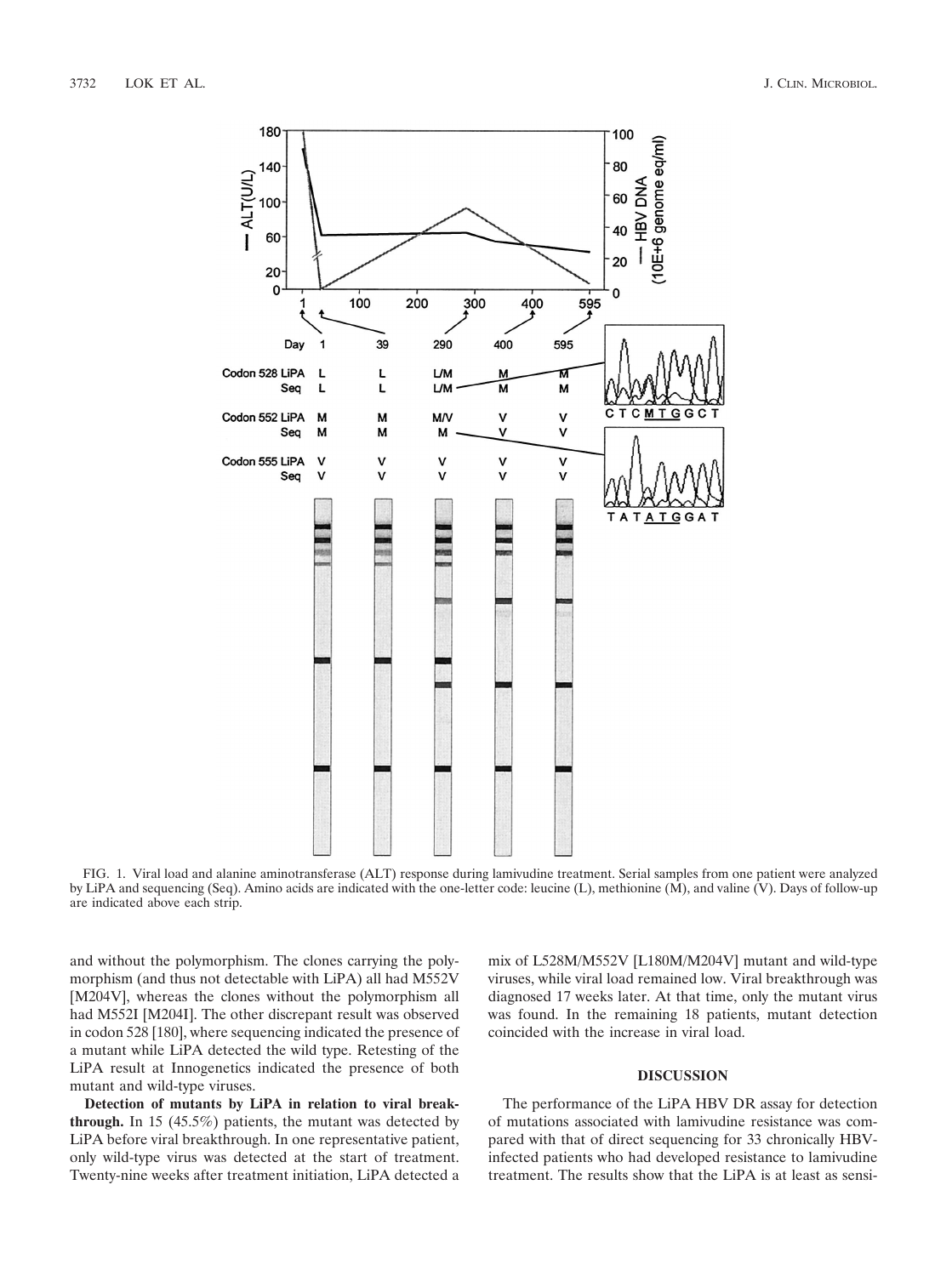FIG. 1. Viral load and alanine aminotransferase (ALT) response during lamivudine treatment. Serial samples from one patient were analyzed by LiPA and sequencing (Seq). Amino acids are indicated with the one-letter code: leucine (L), methionine (M), and valine (V). Days of follow-up are indicated above each strip.

and without the polymorphism. The clones carrying the polymorphism (and thus not detectable with LiPA) all had M552V [M204V], whereas the clones without the polymorphism all had M552I [M204I]. The other discrepant result was observed in codon 528 [180], where sequencing indicated the presence of a mutant while LiPA detected the wild type. Retesting of the LiPA result at Innogenetics indicated the presence of both mutant and wild-type viruses.

**Detection of mutants by LiPA in relation to viral breakthrough.** In 15 (45.5%) patients, the mutant was detected by LiPA before viral breakthrough. In one representative patient, only wild-type virus was detected at the start of treatment. Twenty-nine weeks after treatment initiation, LiPA detected a mix of L528M/M552V [L180M/M204V] mutant and wild-type viruses, while viral load remained low. Viral breakthrough was diagnosed 17 weeks later. At that time, only the mutant virus was found. In the remaining 18 patients, mutant detection coincided with the increase in viral load.

## DISCUSSION

The performance of the LiPA HBV DR assay for detection of mutations associated with lamivudine resistance was compared with that of direct sequencing for 33 chronically HBV-infected patients who had developed resistance to lamivudine treatment. The results show that the LiPA is at least as sensi-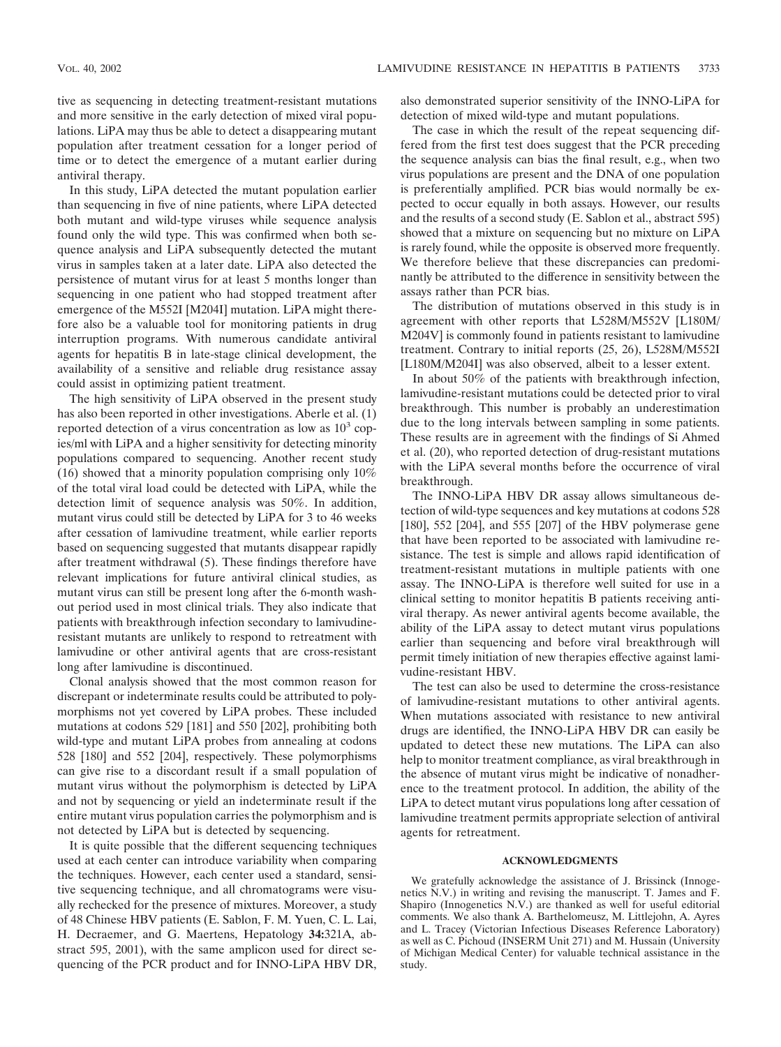tive as sequencing in detecting treatment-resistant mutations and more sensitive in the early detection of mixed viral populations. LiPA may thus be able to detect a disappearing mutant population after treatment cessation for a longer period of time or to detect the emergence of a mutant earlier during antiviral therapy.

In this study, LiPA detected the mutant population earlier than sequencing in five of nine patients, where LiPA detected both mutant and wild-type viruses while sequence analysis found only the wild type. This was confirmed when both sequence analysis and LiPA subsequently detected the mutant virus in samples taken at a later date. LiPA also detected the persistence of mutant virus for at least 5 months longer than sequencing in one patient who had stopped treatment after emergence of the M552I [M204I] mutation. LiPA might therefore also be a valuable tool for monitoring patients in drug interruption programs. With numerous candidate antiviral agents for hepatitis B in late-stage clinical development, the availability of a sensitive and reliable drug resistance assay could assist in optimizing patient treatment.

The high sensitivity of LiPA observed in the present study has also been reported in other investigations. Aberle et al. (1) reported detection of a virus concentration as low as $10^3$ copies/ml with LiPA and a higher sensitivity for detecting minority populations compared to sequencing. Another recent study (16) showed that a minority population comprising only 10% of the total viral load could be detected with LiPA, while the detection limit of sequence analysis was 50%. In addition, mutant virus could still be detected by LiPA for 3 to 46 weeks after cessation of lamivudine treatment, while earlier reports based on sequencing suggested that mutants disappear rapidly after treatment withdrawal (5). These findings therefore have relevant implications for future antiviral clinical studies, as mutant virus can still be present long after the 6-month washout period used in most clinical trials. They also indicate that patients with breakthrough infection secondary to lamivudine-resistant mutants are unlikely to respond to retreatment with lamivudine or other antiviral agents that are cross-resistant long after lamivudine is discontinued.

Clonal analysis showed that the most common reason for discrepant or indeterminate results could be attributed to polymorphisms not yet covered by LiPA probes. These included mutations at codons 529 [181] and 550 [202], prohibiting both wild-type and mutant LiPA probes from annealing at codons 528 [180] and 552 [204], respectively. These polymorphisms can give rise to a discordant result if a small population of mutant virus without the polymorphism is detected by LiPA and not by sequencing or yield an indeterminate result if the entire mutant virus population carries the polymorphism and is not detected by LiPA but is detected by sequencing.

It is quite possible that the different sequencing techniques used at each center can introduce variability when comparing the techniques. However, each center used a standard, sensitive sequencing technique, and all chromatograms were visually rechecked for the presence of mixtures. Moreover, a study of 48 Chinese HBV patients (E. Sablon, F. M. Yuen, C. L. Lai, H. Decraemer, and G. Maertens, Hepatology **34:**321A, abstract 595, 2001), with the same amplicon used for direct sequencing of the PCR product and for INNO-LiPA HBV DR, also demonstrated superior sensitivity of the INNO-LiPA for detection of mixed wild-type and mutant populations.

The case in which the result of the repeat sequencing differed from the first test does suggest that the PCR preceding the sequence analysis can bias the final result, e.g., when two virus populations are present and the DNA of one population is preferentially amplified. PCR bias would normally be expected to occur equally in both assays. However, our results and the results of a second study (E. Sablon et al., abstract 595) showed that a mixture on sequencing but no mixture on LiPA is rarely found, while the opposite is observed more frequently. We therefore believe that these discrepancies can predominantly be attributed to the difference in sensitivity between the assays rather than PCR bias.

The distribution of mutations observed in this study is in agreement with other reports that L528M/M552V [L180M/M204V] is commonly found in patients resistant to lamivudine treatment. Contrary to initial reports (25, 26), L528M/M552I [L180M/M204I] was also observed, albeit to a lesser extent.

In about 50% of the patients with breakthrough infection, lamivudine-resistant mutations could be detected prior to viral breakthrough. This number is probably an underestimation due to the long intervals between sampling in some patients. These results are in agreement with the findings of Si Ahmed et al. (20), who reported detection of drug-resistant mutations with the LiPA several months before the occurrence of viral breakthrough.

The INNO-LiPA HBV DR assay allows simultaneous detection of wild-type sequences and key mutations at codons 528 [180], 552 [204], and 555 [207] of the HBV polymerase gene that have been reported to be associated with lamivudine resistance. The test is simple and allows rapid identification of treatment-resistant mutations in multiple patients with one assay. The INNO-LiPA is therefore well suited for use in a clinical setting to monitor hepatitis B patients receiving antiviral therapy. As newer antiviral agents become available, the ability of the LiPA assay to detect mutant virus populations earlier than sequencing and before viral breakthrough will permit timely initiation of new therapies effective against lamivudine-resistant HBV.

The test can also be used to determine the cross-resistance of lamivudine-resistant mutations to other antiviral agents. When mutations associated with resistance to new antiviral drugs are identified, the INNO-LiPA HBV DR can easily be updated to detect these new mutations. The LiPA can also help to monitor treatment compliance, as viral breakthrough in the absence of mutant virus might be indicative of nonadherence to the treatment protocol. In addition, the ability of the LiPA to detect mutant virus populations long after cessation of lamivudine treatment permits appropriate selection of antiviral agents for retreatment.

## ACKNOWLEDGMENTS

We gratefully acknowledge the assistance of J. Brissinck (Innogenetics N.V.) in writing and revising the manuscript. T. James and F. Shapiro (Innogenetics N.V.) are thanked as well for useful editorial comments. We also thank A. Barthelomeusz, M. Littlejohn, A. Ayres and L. Tracey (Victorian Infectious Diseases Reference Laboratory) as well as C. Pichoud (INSERM Unit 271) and M. Hussain (University of Michigan Medical Center) for valuable technical assistance in the study.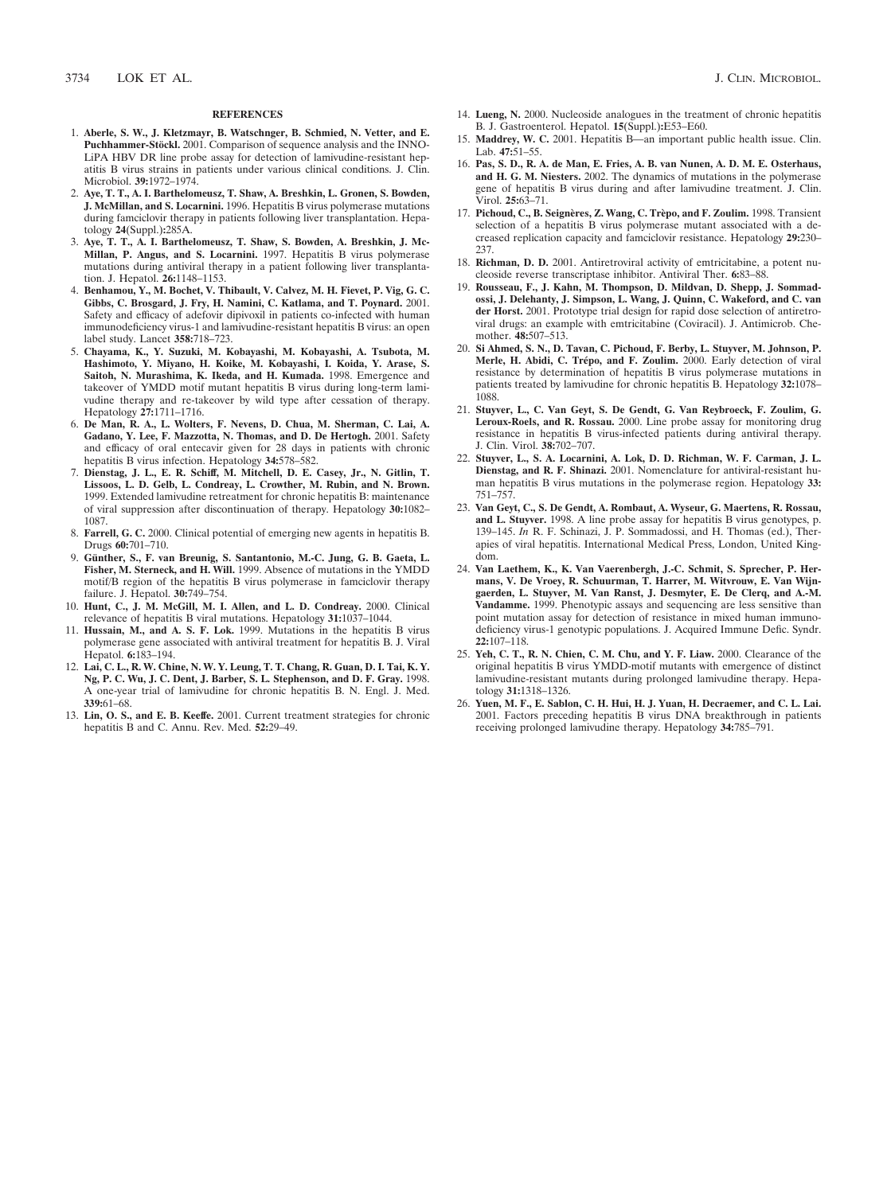## REFERENCES

1. **Aberle, S. W., J. Kletzmayr, B. Watschnger, B. Schmied, N. Vetter, and E. Puchhammer-Stöckl.** 2001. Comparison of sequence analysis and the INNO-LiPA HBV DR line probe assay for detection of lamivudine-resistant hepatitis B virus strains in patients under various clinical conditions. J. Clin. Microbiol. **39:**1972–1974.
2. **Aye, T. T., A. I. Barthelomeusz, T. Shaw, A. Breshkin, L. Gronen, S. Bowden, J. McMillan, and S. Locarnini.** 1996. Hepatitis B virus polymerase mutations during famciclovir therapy in patients following liver transplantation. Hepatology **24**(Suppl.)**:**285A.
3. **Aye, T. T., A. I. Barthelomeusz, T. Shaw, S. Bowden, A. Breshkin, J. McMillan, P. Angus, and S. Locarnini.** 1997. Hepatitis B virus polymerase mutations during antiviral therapy in a patient following liver transplantation. J. Hepatol. **26:**1148–1153.
4. **Benhamou, Y., M. Bochet, V. Thibault, V. Calvez, M. H. Fievet, P. Vig, G. C. Gibbs, C. Brosgard, J. Fry, H. Namini, C. Katlama, and T. Poynard.** 2001. Safety and efficacy of adefovir dipivoxil in patients co-infected with human immunodeficiency virus-1 and lamivudine-resistant hepatitis B virus: an open label study. Lancet **358:**718–723.
5. **Chayama, K., Y. Suzuki, M. Kobayashi, M. Kobayashi, A. Tsubota, M. Hashimoto, Y. Miyano, H. Koike, M. Kobayashi, I. Koida, Y. Arase, S. Saitoh, N. Murashima, K. Ikeda, and H. Kumada.** 1998. Emergence and takeover of YMDD motif mutant hepatitis B virus during long-term lamivudine therapy and re-takeover by wild type after cessation of therapy. Hepatology **27:**1711–1716.
6. **De Man, R. A., L. Wolters, F. Nevens, D. Chua, M. Sherman, C. Lai, A. Gadano, Y. Lee, F. Mazzotta, N. Thomas, and D. De Hertogh.** 2001. Safety and efficacy of oral entecavir given for 28 days in patients with chronic hepatitis B virus infection. Hepatology **34:**578–582.
7. **Dienstag, J. L., E. R. Schiff, M. Mitchell, D. E. Casey, Jr., N. Gitlin, T. Lissoos, L. D. Gelb, L. Condreay, L. Crowther, M. Rubin, and N. Brown.** 1999. Extended lamivudine retreatment for chronic hepatitis B: maintenance of viral suppression after discontinuation of therapy. Hepatology **30:**1082–1087.
8. **Farrell, G. C.** 2000. Clinical potential of emerging new agents in hepatitis B. Drugs **60:**701–710.
9. **Günther, S., F. van Breunig, S. Santantonio, M.-C. Jung, G. B. Gaeta, L. Fisher, M. Sterneck, and H. Will.** 1999. Absence of mutations in the YMDD motif/B region of the hepatitis B virus polymerase in famciclovir therapy failure. J. Hepatol. **30:**749–754.
10. **Hunt, C., J. M. McGill, M. I. Allen, and L. D. Condreay.** 2000. Clinical relevance of hepatitis B viral mutations. Hepatology **31:**1037–1044.
11. **Hussain, M., and A. S. F. Lok.** 1999. Mutations in the hepatitis B virus polymerase gene associated with antiviral treatment for hepatitis B. J. Viral Hepatol. **6:**183–194.
12. **Lai, C. L., R. W. Chine, N. W. Y. Leung, T. T. Chang, R. Guan, D. I. Tai, K. Y. Ng, P. C. Wu, J. C. Dent, J. Barber, S. L. Stephenson, and D. F. Gray.** 1998. A one-year trial of lamivudine for chronic hepatitis B. N. Engl. J. Med. **339:**61–68.
13. **Lin, O. S., and E. B. Keeffe.** 2001. Current treatment strategies for chronic hepatitis B and C. Annu. Rev. Med. **52:**29–49.
14. **Lueng, N.** 2000. Nucleoside analogues in the treatment of chronic hepatitis B. J. Gastroenterol. Hepatol. **15**(Suppl.)**:**E53–E60.
15. **Maddrey, W. C.** 2001. Hepatitis B—an important public health issue. Clin. Lab. **47:**51–55.
16. **Pas, S. D., R. A. de Man, E. Fries, A. B. van Nunen, A. D. M. E. Osterhaus, and H. G. M. Niesters.** 2002. The dynamics of mutations in the polymerase gene of hepatitis B virus during and after lamivudine treatment. J. Clin. Virol. **25:**63–71.
17. **Pichoud, C., B. Seignères, Z. Wang, C. Trèpo, and F. Zoulim.** 1998. Transient selection of a hepatitis B virus polymerase mutant associated with a decreased replication capacity and famciclovir resistance. Hepatology **29:**230–237.
18. **Richman, D. D.** 2001. Antiretroviral activity of emtricitabine, a potent nucleoside reverse transcriptase inhibitor. Antiviral Ther. **6:**83–88.
19. **Rousseau, F., J. Kahn, M. Thompson, D. Mildvan, D. Shepp, J. Sommadossi, J. Delehanty, J. Simpson, L. Wang, J. Quinn, C. Wakeford, and C. van der Horst.** 2001. Prototype trial design for rapid dose selection of antiretroviral drugs: an example with emtricitabine (Coviracil). J. Antimicrob. Chemother. **48:**507–513.
20. **Si Ahmed, S. N., D. Tavan, C. Pichoud, F. Berby, L. Stuyver, M. Johnson, P. Merle, H. Abidi, C. Trépo, and F. Zoulim.** 2000. Early detection of viral resistance by determination of hepatitis B virus polymerase mutations in patients treated by lamivudine for chronic hepatitis B. Hepatology **32:**1078–1088.
21. **Stuyver, L., C. Van Geyt, S. De Gendt, G. Van Reybroeck, F. Zoulim, G. Leroux-Roels, and R. Rossau.** 2000. Line probe assay for monitoring drug resistance in hepatitis B virus-infected patients during antiviral therapy. J. Clin. Virol. **38:**702–707.
22. **Stuyver, L., S. A. Locarnini, A. Lok, D. D. Richman, W. F. Carman, J. L. Dienstag, and R. F. Shinazi.** 2001. Nomenclature for antiviral-resistant human hepatitis B virus mutations in the polymerase region. Hepatology **33:**751–757.
23. **Van Geyt, C., S. De Gendt, A. Rombaut, A. Wyseur, G. Maertens, R. Rossau, and L. Stuyver.** 1998. A line probe assay for hepatitis B virus genotypes, p. 139–145. *In* R. F. Schinazi, J. P. Sommadossi, and H. Thomas (ed.), Therapies of viral hepatitis. International Medical Press, London, United Kingdom.
24. **Van Laethem, K., K. Van Vaerenbergh, J.-C. Schmit, S. Sprecher, P. Hermans, V. De Vroey, R. Schuurman, T. Harrer, M. Witvrouw, E. Van Wijngaerden, L. Stuyver, M. Van Ranst, J. Desmyter, E. De Clerq, and A.-M. Vandamme.** 1999. Phenotypic assays and sequencing are less sensitive than point mutation assay for detection of resistance in mixed human immunodeficiency virus-1 genotypic populations. J. Acquired Immune Defic. Syndr. **22:**107–118.
25. **Yeh, C. T., R. N. Chien, C. M. Chu, and Y. F. Liaw.** 2000. Clearance of the original hepatitis B virus YMDD-motif mutants with emergence of distinct lamivudine-resistant mutants during prolonged lamivudine therapy. Hepatology **31:**1318–1326.
26. **Yuen, M. F., E. Sablon, C. H. Hui, H. J. Yuan, H. Decraemer, and C. L. Lai.** 2001. Factors preceding hepatitis B virus DNA breakthrough in patients receiving prolonged lamivudine therapy. Hepatology **34:**785–791.